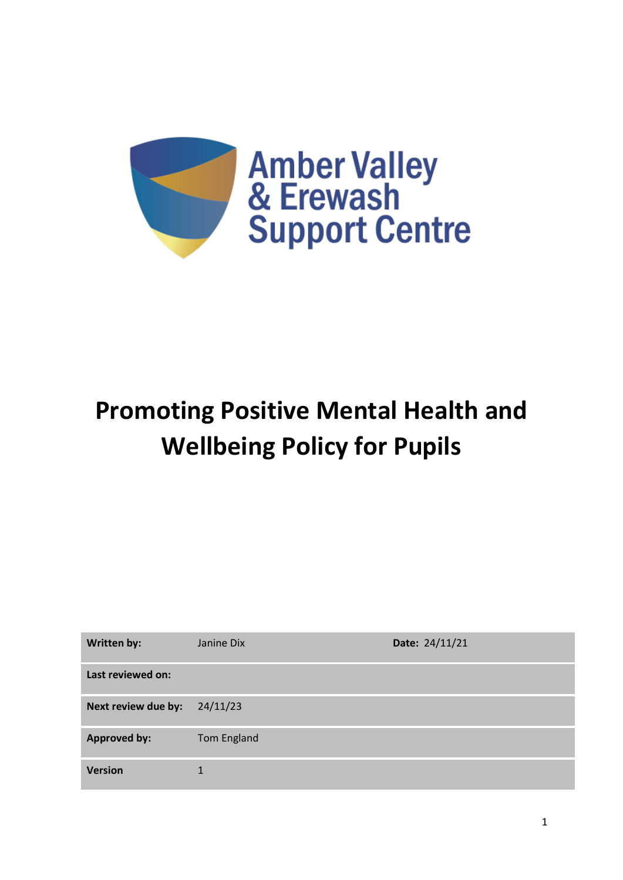Amber Valley
& Erewash
Support Centre

# Promoting Positive Mental Health and Wellbeing Policy for Pupils

| **Written by:** | Janine Dix | **Date:** 24/11/21 |
| --- | --- | --- |
| **Last reviewed on:** | | |
| **Next review due by:** | 24/11/23 | |
| **Approved by:** | Tom England | |
| **Version** | 1 | |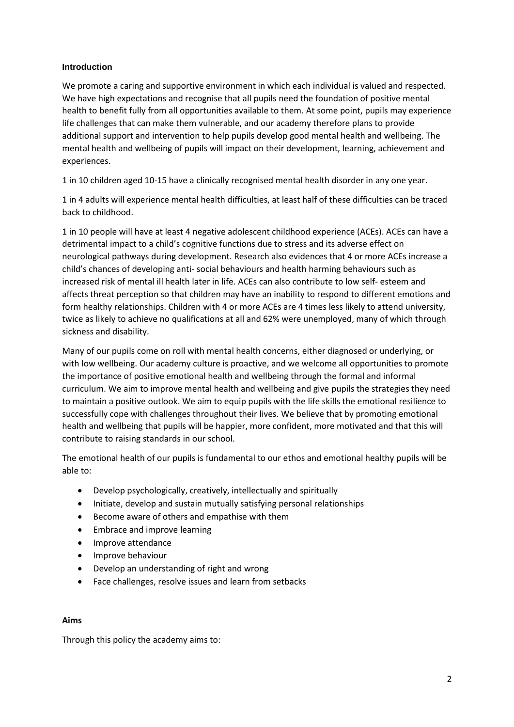## Introduction

We promote a caring and supportive environment in which each individual is valued and respected. We have high expectations and recognise that all pupils need the foundation of positive mental health to benefit fully from all opportunities available to them. At some point, pupils may experience life challenges that can make them vulnerable, and our academy therefore plans to provide additional support and intervention to help pupils develop good mental health and wellbeing. The mental health and wellbeing of pupils will impact on their development, learning, achievement and experiences.

1 in 10 children aged 10-15 have a clinically recognised mental health disorder in any one year.

1 in 4 adults will experience mental health difficulties, at least half of these difficulties can be traced back to childhood.

1 in 10 people will have at least 4 negative adolescent childhood experience (ACEs). ACEs can have a detrimental impact to a child's cognitive functions due to stress and its adverse effect on neurological pathways during development. Research also evidences that 4 or more ACEs increase a child's chances of developing anti- social behaviours and health harming behaviours such as increased risk of mental ill health later in life. ACEs can also contribute to low self- esteem and affects threat perception so that children may have an inability to respond to different emotions and form healthy relationships. Children with 4 or more ACEs are 4 times less likely to attend university, twice as likely to achieve no qualifications at all and 62% were unemployed, many of which through sickness and disability.

Many of our pupils come on roll with mental health concerns, either diagnosed or underlying, or with low wellbeing. Our academy culture is proactive, and we welcome all opportunities to promote the importance of positive emotional health and wellbeing through the formal and informal curriculum. We aim to improve mental health and wellbeing and give pupils the strategies they need to maintain a positive outlook. We aim to equip pupils with the life skills the emotional resilience to successfully cope with challenges throughout their lives. We believe that by promoting emotional health and wellbeing that pupils will be happier, more confident, more motivated and that this will contribute to raising standards in our school.

The emotional health of our pupils is fundamental to our ethos and emotional healthy pupils will be able to:

- Develop psychologically, creatively, intellectually and spiritually
- Initiate, develop and sustain mutually satisfying personal relationships
- Become aware of others and empathise with them
- Embrace and improve learning
- Improve attendance
- Improve behaviour
- Develop an understanding of right and wrong
- Face challenges, resolve issues and learn from setbacks

## Aims

Through this policy the academy aims to: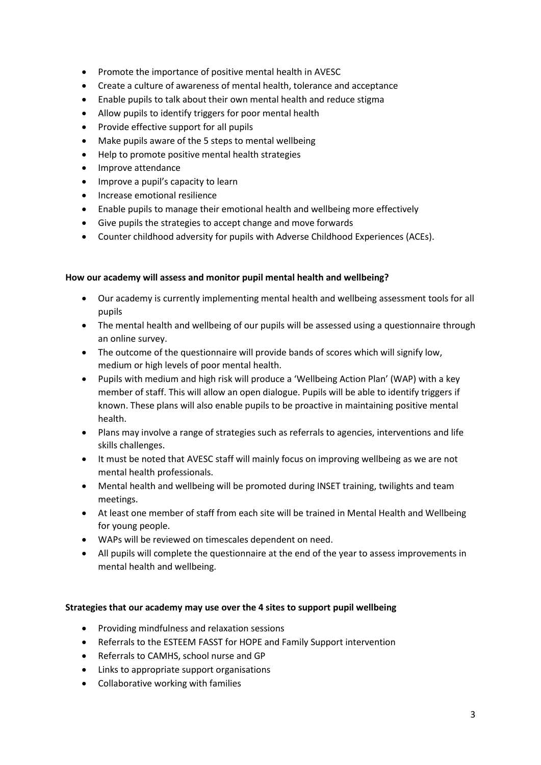- Promote the importance of positive mental health in AVESC
- Create a culture of awareness of mental health, tolerance and acceptance
- Enable pupils to talk about their own mental health and reduce stigma
- Allow pupils to identify triggers for poor mental health
- Provide effective support for all pupils
- Make pupils aware of the 5 steps to mental wellbeing
- Help to promote positive mental health strategies
- Improve attendance
- Improve a pupil's capacity to learn
- Increase emotional resilience
- Enable pupils to manage their emotional health and wellbeing more effectively
- Give pupils the strategies to accept change and move forwards
- Counter childhood adversity for pupils with Adverse Childhood Experiences (ACEs).

**How our academy will assess and monitor pupil mental health and wellbeing?**

- Our academy is currently implementing mental health and wellbeing assessment tools for all pupils
- The mental health and wellbeing of our pupils will be assessed using a questionnaire through an online survey.
- The outcome of the questionnaire will provide bands of scores which will signify low, medium or high levels of poor mental health.
- Pupils with medium and high risk will produce a 'Wellbeing Action Plan' (WAP) with a key member of staff. This will allow an open dialogue. Pupils will be able to identify triggers if known. These plans will also enable pupils to be proactive in maintaining positive mental health.
- Plans may involve a range of strategies such as referrals to agencies, interventions and life skills challenges.
- It must be noted that AVESC staff will mainly focus on improving wellbeing as we are not mental health professionals.
- Mental health and wellbeing will be promoted during INSET training, twilights and team meetings.
- At least one member of staff from each site will be trained in Mental Health and Wellbeing for young people.
- WAPs will be reviewed on timescales dependent on need.
- All pupils will complete the questionnaire at the end of the year to assess improvements in mental health and wellbeing.

**Strategies that our academy may use over the 4 sites to support pupil wellbeing**

- Providing mindfulness and relaxation sessions
- Referrals to the ESTEEM FASST for HOPE and Family Support intervention
- Referrals to CAMHS, school nurse and GP
- Links to appropriate support organisations
- Collaborative working with families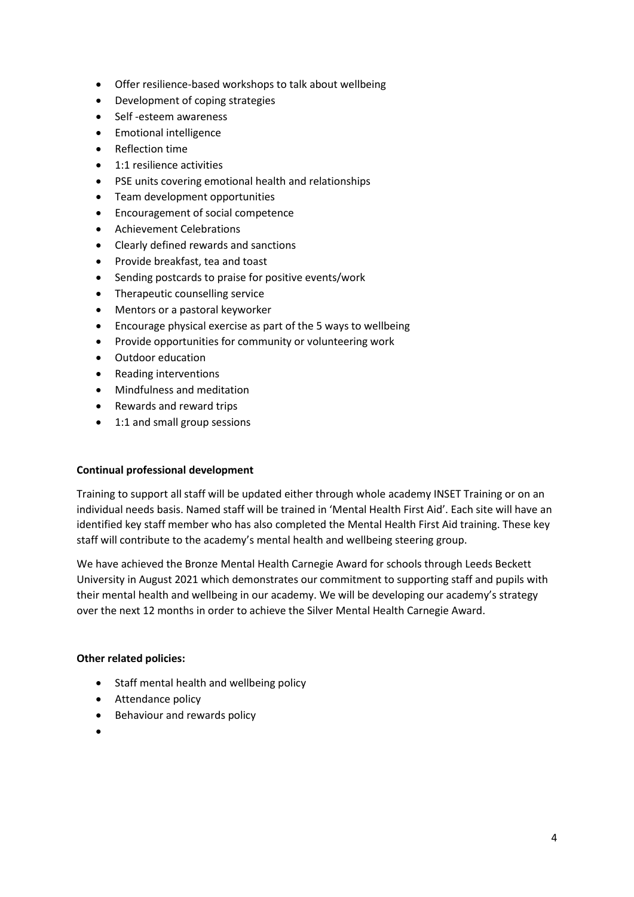- Offer resilience-based workshops to talk about wellbeing
- Development of coping strategies
- Self -esteem awareness
- Emotional intelligence
- Reflection time
- 1:1 resilience activities
- PSE units covering emotional health and relationships
- Team development opportunities
- Encouragement of social competence
- Achievement Celebrations
- Clearly defined rewards and sanctions
- Provide breakfast, tea and toast
- Sending postcards to praise for positive events/work
- Therapeutic counselling service
- Mentors or a pastoral keyworker
- Encourage physical exercise as part of the 5 ways to wellbeing
- Provide opportunities for community or volunteering work
- Outdoor education
- Reading interventions
- Mindfulness and meditation
- Rewards and reward trips
- 1:1 and small group sessions

**Continual professional development**

Training to support all staff will be updated either through whole academy INSET Training or on an individual needs basis. Named staff will be trained in 'Mental Health First Aid'. Each site will have an identified key staff member who has also completed the Mental Health First Aid training. These key staff will contribute to the academy's mental health and wellbeing steering group.

We have achieved the Bronze Mental Health Carnegie Award for schools through Leeds Beckett University in August 2021 which demonstrates our commitment to supporting staff and pupils with their mental health and wellbeing in our academy. We will be developing our academy's strategy over the next 12 months in order to achieve the Silver Mental Health Carnegie Award.

**Other related policies:**

- Staff mental health and wellbeing policy
- Attendance policy
- Behaviour and rewards policy
-